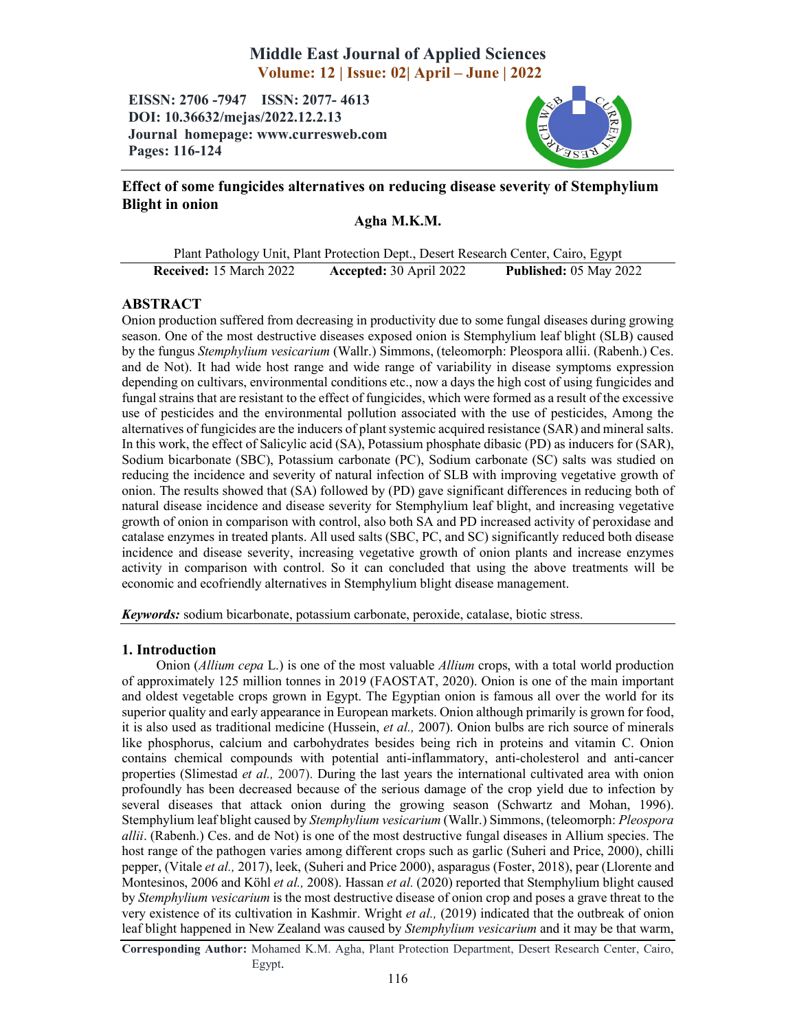# Effect of some fungicides alternatives on reducing disease severity of Stemphylium Blight in onion

**Agha M.K.M.**

Plant Pathology Unit, Plant Protection Dept., Desert Research Center, Cairo, Egypt

**Received:** 15 March 2022 **Accepted:** 30 April 2022 **Published:** 05 May 2022

## ABSTRACT

Onion production suffered from decreasing in productivity due to some fungal diseases during growing season. One of the most destructive diseases exposed onion is Stemphylium leaf blight (SLB) caused by the fungus *Stemphylium vesicarium* (Wallr.) Simmons, (teleomorph: Pleospora allii. (Rabenh.) Ces. and de Not). It had wide host range and wide range of variability in disease symptoms expression depending on cultivars, environmental conditions etc., now a days the high cost of using fungicides and fungal strains that are resistant to the effect of fungicides, which were formed as a result of the excessive use of pesticides and the environmental pollution associated with the use of pesticides, Among the alternatives of fungicides are the inducers of plant systemic acquired resistance (SAR) and mineral salts. In this work, the effect of Salicylic acid (SA), Potassium phosphate dibasic (PD) as inducers for (SAR), Sodium bicarbonate (SBC), Potassium carbonate (PC), Sodium carbonate (SC) salts was studied on reducing the incidence and severity of natural infection of SLB with improving vegetative growth of onion. The results showed that (SA) followed by (PD) gave significant differences in reducing both of natural disease incidence and disease severity for Stemphylium leaf blight, and increasing vegetative growth of onion in comparison with control, also both SA and PD increased activity of peroxidase and catalase enzymes in treated plants. All used salts (SBC, PC, and SC) significantly reduced both disease incidence and disease severity, increasing vegetative growth of onion plants and increase enzymes activity in comparison with control. So it can concluded that using the above treatments will be economic and ecofriendly alternatives in Stemphylium blight disease management.

***Keywords:*** sodium bicarbonate, potassium carbonate, peroxide, catalase, biotic stress.

## 1. Introduction

Onion (*Allium cepa* L.) is one of the most valuable *Allium* crops, with a total world production of approximately 125 million tonnes in 2019 (FAOSTAT, 2020). Onion is one of the main important and oldest vegetable crops grown in Egypt. The Egyptian onion is famous all over the world for its superior quality and early appearance in European markets. Onion although primarily is grown for food, it is also used as traditional medicine (Hussein, *et al.,* 2007). Onion bulbs are rich source of minerals like phosphorus, calcium and carbohydrates besides being rich in proteins and vitamin C. Onion contains chemical compounds with potential anti-inflammatory, anti-cholesterol and anti-cancer properties (Slimestad *et al.,* 2007). During the last years the international cultivated area with onion profoundly has been decreased because of the serious damage of the crop yield due to infection by several diseases that attack onion during the growing season (Schwartz and Mohan, 1996). Stemphylium leaf blight caused by *Stemphylium vesicarium* (Wallr.) Simmons, (teleomorph: *Pleospora allii*. (Rabenh.) Ces. and de Not) is one of the most destructive fungal diseases in Allium species. The host range of the pathogen varies among different crops such as garlic (Suheri and Price, 2000), chilli pepper, (Vitale *et al.,* 2017), leek, (Suheri and Price 2000), asparagus (Foster, 2018), pear (Llorente and Montesinos, 2006 and Köhl *et al.,* 2008). Hassan *et al.* (2020) reported that Stemphylium blight caused by *Stemphylium vesicarium* is the most destructive disease of onion crop and poses a grave threat to the very existence of its cultivation in Kashmir. Wright *et al.,* (2019) indicated that the outbreak of onion leaf blight happened in New Zealand was caused by *Stemphylium vesicarium* and it may be that warm,

**Corresponding Author:** Mohamed K.M. Agha, Plant Protection Department, Desert Research Center, Cairo, Egypt.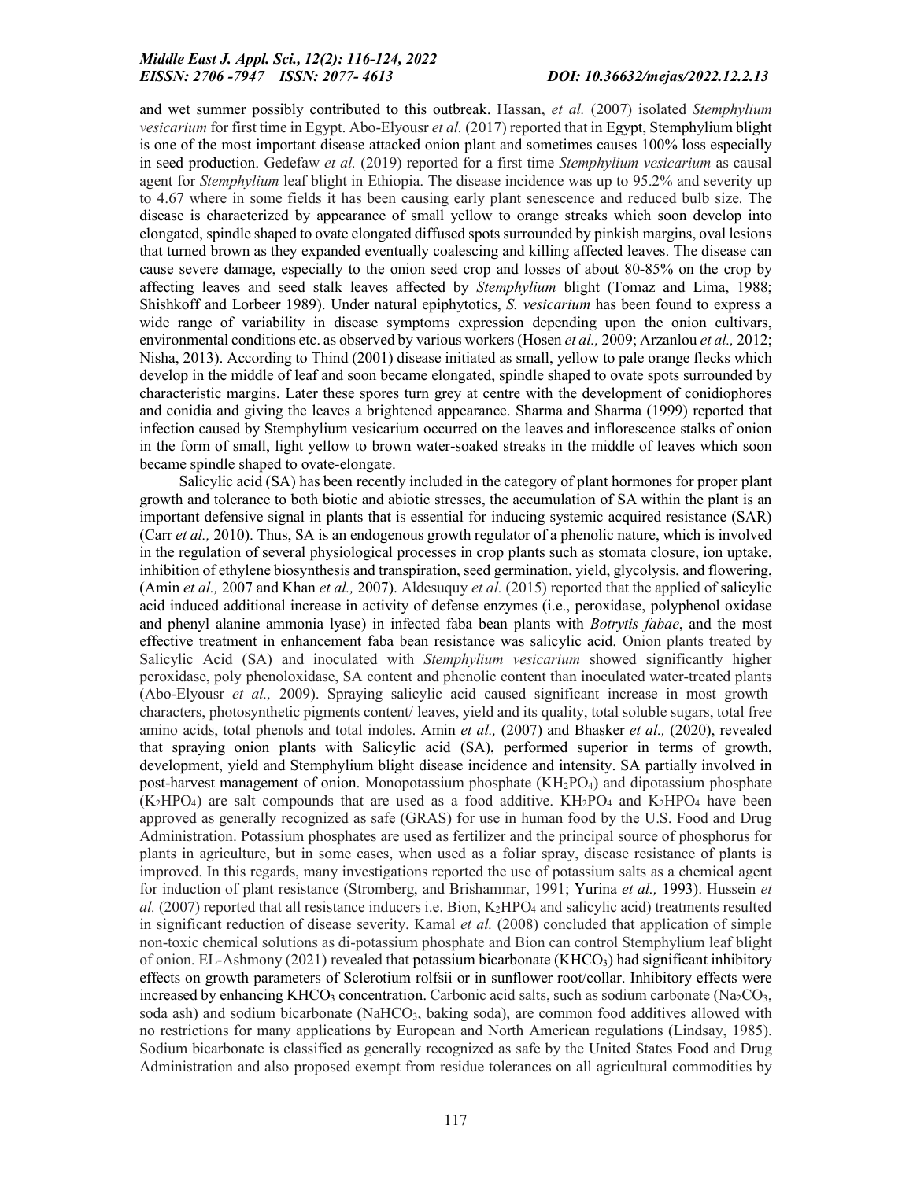and wet summer possibly contributed to this outbreak. Hassan, *et al.* (2007) isolated *Stemphylium vesicarium* for first time in Egypt. Abo-Elyousr *et al.* (2017) reported that in Egypt, Stemphylium blight is one of the most important disease attacked onion plant and sometimes causes 100% loss especially in seed production. Gedefaw *et al.* (2019) reported for a first time *Stemphylium vesicarium* as causal agent for *Stemphylium* leaf blight in Ethiopia. The disease incidence was up to 95.2% and severity up to 4.67 where in some fields it has been causing early plant senescence and reduced bulb size. The disease is characterized by appearance of small yellow to orange streaks which soon develop into elongated, spindle shaped to ovate elongated diffused spots surrounded by pinkish margins, oval lesions that turned brown as they expanded eventually coalescing and killing affected leaves. The disease can cause severe damage, especially to the onion seed crop and losses of about 80-85% on the crop by affecting leaves and seed stalk leaves affected by *Stemphylium* blight (Tomaz and Lima, 1988; Shishkoff and Lorbeer 1989). Under natural epiphytotics, *S. vesicarium* has been found to express a wide range of variability in disease symptoms expression depending upon the onion cultivars, environmental conditions etc. as observed by various workers (Hosen *et al.,* 2009; Arzanlou *et al.,* 2012; Nisha, 2013). According to Thind (2001) disease initiated as small, yellow to pale orange flecks which develop in the middle of leaf and soon became elongated, spindle shaped to ovate spots surrounded by characteristic margins. Later these spores turn grey at centre with the development of conidiophores and conidia and giving the leaves a brightened appearance. Sharma and Sharma (1999) reported that infection caused by Stemphylium vesicarium occurred on the leaves and inflorescence stalks of onion in the form of small, light yellow to brown water-soaked streaks in the middle of leaves which soon became spindle shaped to ovate-elongate.

Salicylic acid (SA) has been recently included in the category of plant hormones for proper plant growth and tolerance to both biotic and abiotic stresses, the accumulation of SA within the plant is an important defensive signal in plants that is essential for inducing systemic acquired resistance (SAR) (Carr *et al.,* 2010). Thus, SA is an endogenous growth regulator of a phenolic nature, which is involved in the regulation of several physiological processes in crop plants such as stomata closure, ion uptake, inhibition of ethylene biosynthesis and transpiration, seed germination, yield, glycolysis, and flowering, (Amin *et al.,* 2007 and Khan *et al.,* 2007). Aldesuquy *et al.* (2015) reported that the applied of salicylic acid induced additional increase in activity of defense enzymes (i.e., peroxidase, polyphenol oxidase and phenyl alanine ammonia lyase) in infected faba bean plants with *Botrytis fabae*, and the most effective treatment in enhancement faba bean resistance was salicylic acid. Onion plants treated by Salicylic Acid (SA) and inoculated with *Stemphylium vesicarium* showed significantly higher peroxidase, poly phenoloxidase, SA content and phenolic content than inoculated water-treated plants (Abo-Elyousr *et al.,* 2009). Spraying salicylic acid caused significant increase in most growth characters, photosynthetic pigments content/ leaves, yield and its quality, total soluble sugars, total free amino acids, total phenols and total indoles. Amin *et al.,* (2007) and Bhasker *et al.,* (2020), revealed that spraying onion plants with Salicylic acid (SA), performed superior in terms of growth, development, yield and Stemphylium blight disease incidence and intensity. SA partially involved in post-harvest management of onion. Monopotassium phosphate ($KH_2PO_4$) and dipotassium phosphate ($K_2HPO_4$) are salt compounds that are used as a food additive. $KH_2PO_4$ and $K_2HPO_4$ have been approved as generally recognized as safe (GRAS) for use in human food by the U.S. Food and Drug Administration. Potassium phosphates are used as fertilizer and the principal source of phosphorus for plants in agriculture, but in some cases, when used as a foliar spray, disease resistance of plants is improved. In this regards, many investigations reported the use of potassium salts as a chemical agent for induction of plant resistance (Stromberg, and Brishammar, 1991; Yurina *et al.,* 1993). Hussein *et al.* (2007) reported that all resistance inducers i.e. Bion, $K_2HPO_4$ and salicylic acid) treatments resulted in significant reduction of disease severity. Kamal *et al.* (2008) concluded that application of simple non-toxic chemical solutions as di-potassium phosphate and Bion can control Stemphylium leaf blight of onion. EL-Ashmony (2021) revealed that potassium bicarbonate ($KHCO_3$) had significant inhibitory effects on growth parameters of Sclerotium rolfsii or in sunflower root/collar. Inhibitory effects were increased by enhancing $KHCO_3$ concentration. Carbonic acid salts, such as sodium carbonate ($Na_2CO_3$, soda ash) and sodium bicarbonate ($NaHCO_3$, baking soda), are common food additives allowed with no restrictions for many applications by European and North American regulations (Lindsay, 1985). Sodium bicarbonate is classified as generally recognized as safe by the United States Food and Drug Administration and also proposed exempt from residue tolerances on all agricultural commodities by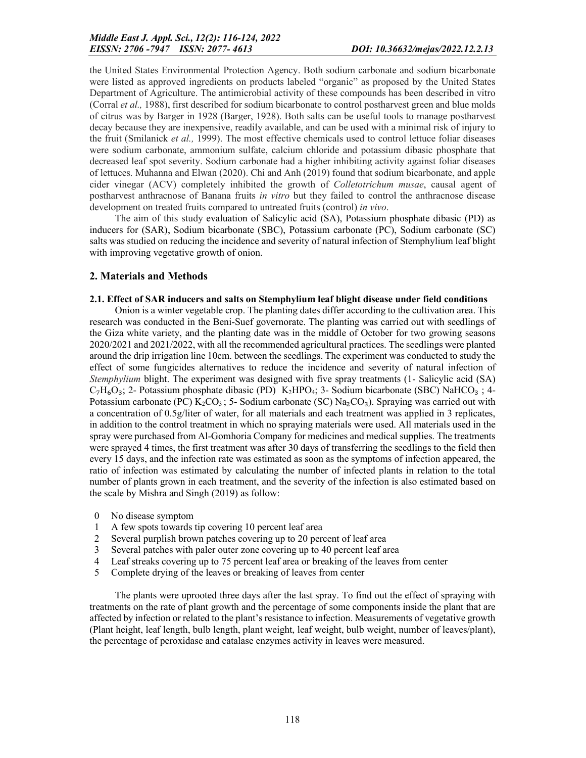the United States Environmental Protection Agency. Both sodium carbonate and sodium bicarbonate were listed as approved ingredients on products labeled "organic" as proposed by the United States Department of Agriculture. The antimicrobial activity of these compounds has been described in vitro (Corral *et al.,* 1988), first described for sodium bicarbonate to control postharvest green and blue molds of citrus was by Barger in 1928 (Barger, 1928). Both salts can be useful tools to manage postharvest decay because they are inexpensive, readily available, and can be used with a minimal risk of injury to the fruit (Smilanick *et al.,* 1999). The most effective chemicals used to control lettuce foliar diseases were sodium carbonate, ammonium sulfate, calcium chloride and potassium dibasic phosphate that decreased leaf spot severity. Sodium carbonate had a higher inhibiting activity against foliar diseases of lettuces. Muhanna and Elwan (2020). Chi and Anh (2019) found that sodium bicarbonate, and apple cider vinegar (ACV) completely inhibited the growth of *Colletotrichum musae*, causal agent of postharvest anthracnose of Banana fruits *in vitro* but they failed to control the anthracnose disease development on treated fruits compared to untreated fruits (control) *in vivo*.

The aim of this study evaluation of Salicylic acid (SA), Potassium phosphate dibasic (PD) as inducers for (SAR), Sodium bicarbonate (SBC), Potassium carbonate (PC), Sodium carbonate (SC) salts was studied on reducing the incidence and severity of natural infection of Stemphylium leaf blight with improving vegetative growth of onion.

## 2. Materials and Methods

### 2.1. Effect of SAR inducers and salts on Stemphylium leaf blight disease under field conditions

Onion is a winter vegetable crop. The planting dates differ according to the cultivation area. This research was conducted in the Beni-Suef governorate. The planting was carried out with seedlings of the Giza white variety, and the planting date was in the middle of October for two growing seasons 2020/2021 and 2021/2022, with all the recommended agricultural practices. The seedlings were planted around the drip irrigation line 10cm. between the seedlings. The experiment was conducted to study the effect of some fungicides alternatives to reduce the incidence and severity of natural infection of *Stemphylium* blight. The experiment was designed with five spray treatments (1- Salicylic acid (SA) $C_7H_6O_3$; 2- Potassium phosphate dibasic (PD) $K_2HPO_4$; 3- Sodium bicarbonate (SBC) $NaHCO_3$ ; 4- Potassium carbonate (PC) $K_2CO_3$ ; 5- Sodium carbonate (SC) $Na_2CO_3$). Spraying was carried out with a concentration of 0.5g/liter of water, for all materials and each treatment was applied in 3 replicates, in addition to the control treatment in which no spraying materials were used. All materials used in the spray were purchased from Al-Gomhoria Company for medicines and medical supplies. The treatments were sprayed 4 times, the first treatment was after 30 days of transferring the seedlings to the field then every 15 days, and the infection rate was estimated as soon as the symptoms of infection appeared, the ratio of infection was estimated by calculating the number of infected plants in relation to the total number of plants grown in each treatment, and the severity of the infection is also estimated based on the scale by Mishra and Singh (2019) as follow:

- 0 No disease symptom
- 1 A few spots towards tip covering 10 percent leaf area
- 2 Several purplish brown patches covering up to 20 percent of leaf area
- 3 Several patches with paler outer zone covering up to 40 percent leaf area
- 4 Leaf streaks covering up to 75 percent leaf area or breaking of the leaves from center
- 5 Complete drying of the leaves or breaking of leaves from center

The plants were uprooted three days after the last spray. To find out the effect of spraying with treatments on the rate of plant growth and the percentage of some components inside the plant that are affected by infection or related to the plant's resistance to infection. Measurements of vegetative growth (Plant height, leaf length, bulb length, plant weight, leaf weight, bulb weight, number of leaves/plant), the percentage of peroxidase and catalase enzymes activity in leaves were measured.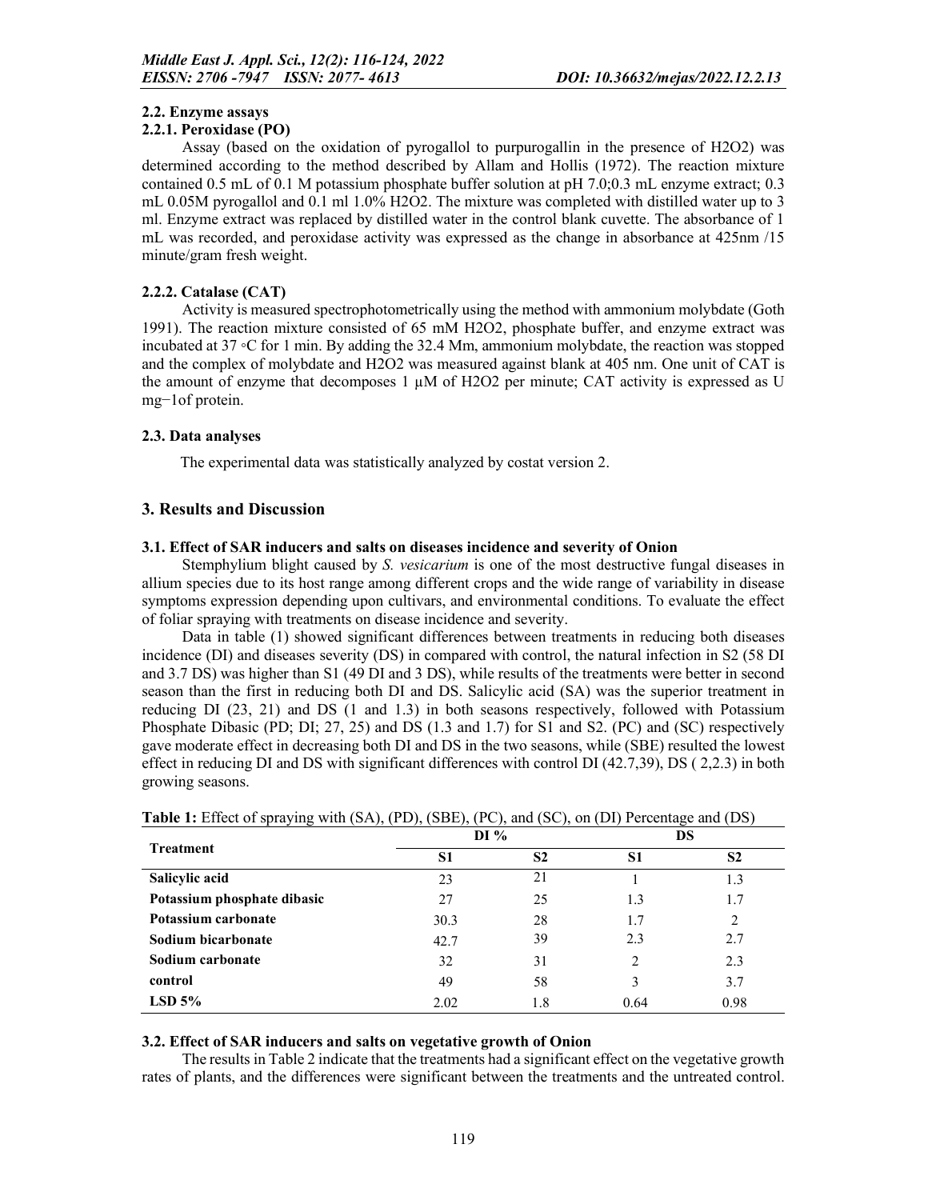### 2.2. Enzyme assays

#### 2.2.1. Peroxidase (PO)

Assay (based on the oxidation of pyrogallol to purpurogallin in the presence of H2O2) was determined according to the method described by Allam and Hollis (1972). The reaction mixture contained 0.5 mL of 0.1 M potassium phosphate buffer solution at pH 7.0;0.3 mL enzyme extract; 0.3 mL 0.05M pyrogallol and 0.1 ml 1.0% H2O2. The mixture was completed with distilled water up to 3 ml. Enzyme extract was replaced by distilled water in the control blank cuvette. The absorbance of 1 mL was recorded, and peroxidase activity was expressed as the change in absorbance at 425nm /15 minute/gram fresh weight.

#### 2.2.2. Catalase (CAT)

Activity is measured spectrophotometrically using the method with ammonium molybdate (Goth 1991). The reaction mixture consisted of 65 mM H2O2, phosphate buffer, and enzyme extract was incubated at 37 ◦C for 1 min. By adding the 32.4 Mm, ammonium molybdate, the reaction was stopped and the complex of molybdate and H2O2 was measured against blank at 405 nm. One unit of CAT is the amount of enzyme that decomposes 1 μM of H2O2 per minute; CAT activity is expressed as U mg−1of protein.

### 2.3. Data analyses

The experimental data was statistically analyzed by costat version 2.

## 3. Results and Discussion

### 3.1. Effect of SAR inducers and salts on diseases incidence and severity of Onion

Stemphylium blight caused by *S. vesicarium* is one of the most destructive fungal diseases in allium species due to its host range among different crops and the wide range of variability in disease symptoms expression depending upon cultivars, and environmental conditions. To evaluate the effect of foliar spraying with treatments on disease incidence and severity.

Data in table (1) showed significant differences between treatments in reducing both diseases incidence (DI) and diseases severity (DS) in compared with control, the natural infection in S2 (58 DI and 3.7 DS) was higher than S1 (49 DI and 3 DS), while results of the treatments were better in second season than the first in reducing both DI and DS. Salicylic acid (SA) was the superior treatment in reducing DI (23, 21) and DS (1 and 1.3) in both seasons respectively, followed with Potassium Phosphate Dibasic (PD; DI; 27, 25) and DS (1.3 and 1.7) for S1 and S2. (PC) and (SC) respectively gave moderate effect in decreasing both DI and DS in the two seasons, while (SBE) resulted the lowest effect in reducing DI and DS with significant differences with control DI (42.7,39), DS ( 2,2.3) in both growing seasons.

**Table 1:** Effect of spraying with (SA), (PD), (SBE), (PC), and (SC), on (DI) Percentage and (DS)

| Treatment | DI % | | DS | |
|---|---|---|---|---|
| | S1 | S2 | S1 | S2 |
| **Salicylic acid** | 23 | 21 | 1 | 1.3 |
| **Potassium phosphate dibasic** | 27 | 25 | 1.3 | 1.7 |
| **Potassium carbonate** | 30.3 | 28 | 1.7 | 2 |
| **Sodium bicarbonate** | 42.7 | 39 | 2.3 | 2.7 |
| **Sodium carbonate** | 32 | 31 | 2 | 2.3 |
| **control** | 49 | 58 | 3 | 3.7 |
| **LSD 5%** | 2.02 | 1.8 | 0.64 | 0.98 |

### 3.2. Effect of SAR inducers and salts on vegetative growth of Onion

The results in Table 2 indicate that the treatments had a significant effect on the vegetative growth rates of plants, and the differences were significant between the treatments and the untreated control.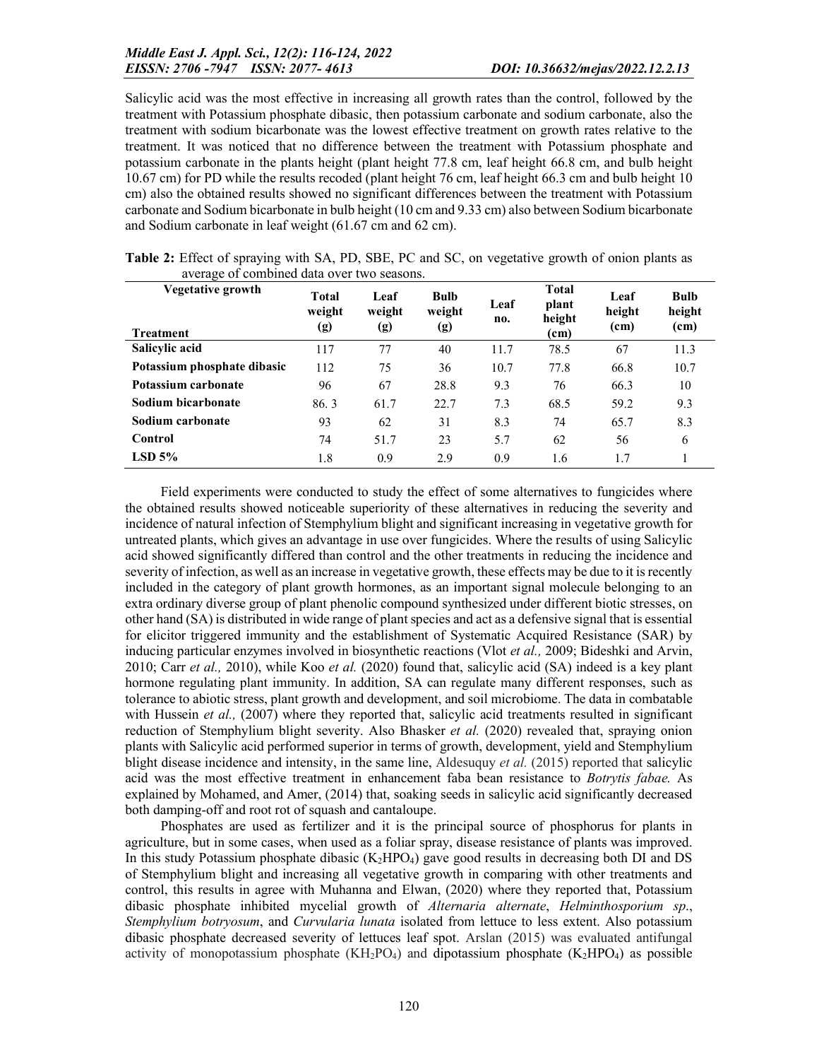Salicylic acid was the most effective in increasing all growth rates than the control, followed by the treatment with Potassium phosphate dibasic, then potassium carbonate and sodium carbonate, also the treatment with sodium bicarbonate was the lowest effective treatment on growth rates relative to the treatment. It was noticed that no difference between the treatment with Potassium phosphate and potassium carbonate in the plants height (plant height 77.8 cm, leaf height 66.8 cm, and bulb height 10.67 cm) for PD while the results recoded (plant height 76 cm, leaf height 66.3 cm and bulb height 10 cm) also the obtained results showed no significant differences between the treatment with Potassium carbonate and Sodium bicarbonate in bulb height (10 cm and 9.33 cm) also between Sodium bicarbonate and Sodium carbonate in leaf weight (61.67 cm and 62 cm).

**Table 2:** Effect of spraying with SA, PD, SBE, PC and SC, on vegetative growth of onion plants as average of combined data over two seasons.

| Vegetative growth / Treatment | Total weight (g) | Leaf weight (g) | Bulb weight (g) | Leaf no. | Total plant height (cm) | Leaf height (cm) | Bulb height (cm) |
|---|---|---|---|---|---|---|---|
| **Salicylic acid** | 117 | 77 | 40 | 11.7 | 78.5 | 67 | 11.3 |
| **Potassium phosphate dibasic** | 112 | 75 | 36 | 10.7 | 77.8 | 66.8 | 10.7 |
| **Potassium carbonate** | 96 | 67 | 28.8 | 9.3 | 76 | 66.3 | 10 |
| **Sodium bicarbonate** | 86. 3 | 61.7 | 22.7 | 7.3 | 68.5 | 59.2 | 9.3 |
| **Sodium carbonate** | 93 | 62 | 31 | 8.3 | 74 | 65.7 | 8.3 |
| **Control** | 74 | 51.7 | 23 | 5.7 | 62 | 56 | 6 |
| **LSD 5%** | 1.8 | 0.9 | 2.9 | 0.9 | 1.6 | 1.7 | 1 |

Field experiments were conducted to study the effect of some alternatives to fungicides where the obtained results showed noticeable superiority of these alternatives in reducing the severity and incidence of natural infection of Stemphylium blight and significant increasing in vegetative growth for untreated plants, which gives an advantage in use over fungicides. Where the results of using Salicylic acid showed significantly differed than control and the other treatments in reducing the incidence and severity of infection, as well as an increase in vegetative growth, these effects may be due to it is recently included in the category of plant growth hormones, as an important signal molecule belonging to an extra ordinary diverse group of plant phenolic compound synthesized under different biotic stresses, on other hand (SA) is distributed in wide range of plant species and act as a defensive signal that is essential for elicitor triggered immunity and the establishment of Systematic Acquired Resistance (SAR) by inducing particular enzymes involved in biosynthetic reactions (Vlot *et al.,* 2009; Bideshki and Arvin, 2010; Carr *et al.,* 2010), while Koo *et al.* (2020) found that, salicylic acid (SA) indeed is a key plant hormone regulating plant immunity. In addition, SA can regulate many different responses, such as tolerance to abiotic stress, plant growth and development, and soil microbiome. The data in combatable with Hussein *et al.,* (2007) where they reported that, salicylic acid treatments resulted in significant reduction of Stemphylium blight severity. Also Bhasker *et al.* (2020) revealed that, spraying onion plants with Salicylic acid performed superior in terms of growth, development, yield and Stemphylium blight disease incidence and intensity, in the same line, Aldesuquy *et al.* (2015) reported that salicylic acid was the most effective treatment in enhancement faba bean resistance to *Botrytis fabae.* As explained by Mohamed, and Amer, (2014) that, soaking seeds in salicylic acid significantly decreased both damping-off and root rot of squash and cantaloupe.

Phosphates are used as fertilizer and it is the principal source of phosphorus for plants in agriculture, but in some cases, when used as a foliar spray, disease resistance of plants was improved. In this study Potassium phosphate dibasic ($K_2HPO_4$) gave good results in decreasing both DI and DS of Stemphylium blight and increasing all vegetative growth in comparing with other treatments and control, this results in agree with Muhanna and Elwan, (2020) where they reported that, Potassium dibasic phosphate inhibited mycelial growth of *Alternaria alternate*, *Helminthosporium sp*., *Stemphylium botryosum*, and *Curvularia lunata* isolated from lettuce to less extent. Also potassium dibasic phosphate decreased severity of lettuces leaf spot. Arslan (2015) was evaluated antifungal activity of monopotassium phosphate ($KH_2PO_4$) and dipotassium phosphate ($K_2HPO_4$) as possible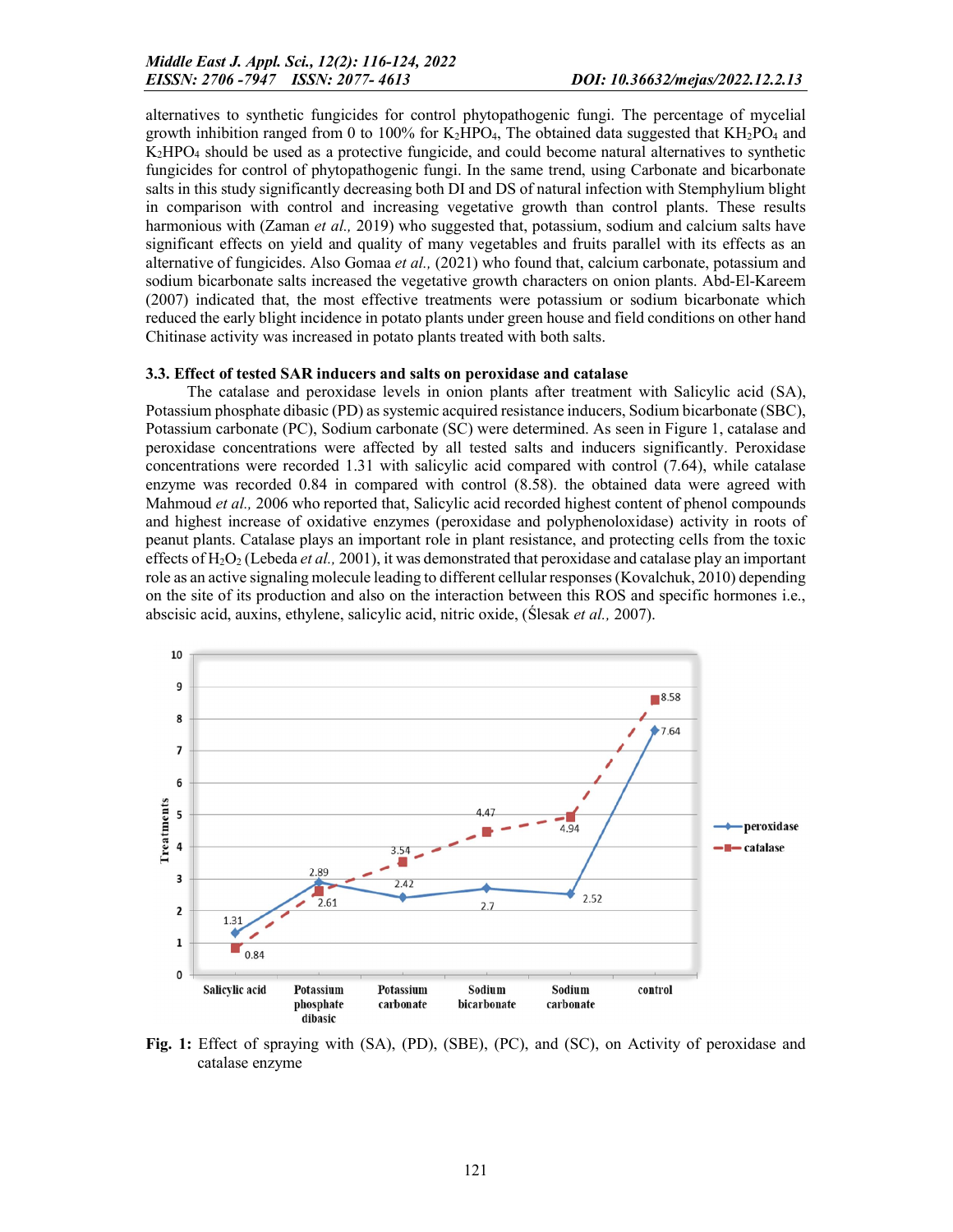alternatives to synthetic fungicides for control phytopathogenic fungi. The percentage of mycelial growth inhibition ranged from 0 to 100% for $K_2HPO_4$, The obtained data suggested that $KH_2PO_4$ and $K_2HPO_4$ should be used as a protective fungicide, and could become natural alternatives to synthetic fungicides for control of phytopathogenic fungi. In the same trend, using Carbonate and bicarbonate salts in this study significantly decreasing both DI and DS of natural infection with Stemphylium blight in comparison with control and increasing vegetative growth than control plants. These results harmonious with (Zaman *et al.,* 2019) who suggested that, potassium, sodium and calcium salts have significant effects on yield and quality of many vegetables and fruits parallel with its effects as an alternative of fungicides. Also Gomaa *et al.,* (2021) who found that, calcium carbonate, potassium and sodium bicarbonate salts increased the vegetative growth characters on onion plants. Abd-El-Kareem (2007) indicated that, the most effective treatments were potassium or sodium bicarbonate which reduced the early blight incidence in potato plants under green house and field conditions on other hand Chitinase activity was increased in potato plants treated with both salts.

### 3.3. Effect of tested SAR inducers and salts on peroxidase and catalase

The catalase and peroxidase levels in onion plants after treatment with Salicylic acid (SA), Potassium phosphate dibasic (PD) as systemic acquired resistance inducers, Sodium bicarbonate (SBC), Potassium carbonate (PC), Sodium carbonate (SC) were determined. As seen in Figure 1, catalase and peroxidase concentrations were affected by all tested salts and inducers significantly. Peroxidase concentrations were recorded 1.31 with salicylic acid compared with control (7.64), while catalase enzyme was recorded 0.84 in compared with control (8.58). the obtained data were agreed with Mahmoud *et al.,* 2006 who reported that, Salicylic acid recorded highest content of phenol compounds and highest increase of oxidative enzymes (peroxidase and polyphenoloxidase) activity in roots of peanut plants. Catalase plays an important role in plant resistance, and protecting cells from the toxic effects of $H_2O_2$ (Lebeda *et al.,* 2001), it was demonstrated that peroxidase and catalase play an important role as an active signaling molecule leading to different cellular responses (Kovalchuk, 2010) depending on the site of its production and also on the interaction between this ROS and specific hormones i.e., abscisic acid, auxins, ethylene, salicylic acid, nitric oxide, (Ślesak *et al.,* 2007).

**Fig. 1:** Effect of spraying with (SA), (PD), (SBE), (PC), and (SC), on Activity of peroxidase and catalase enzyme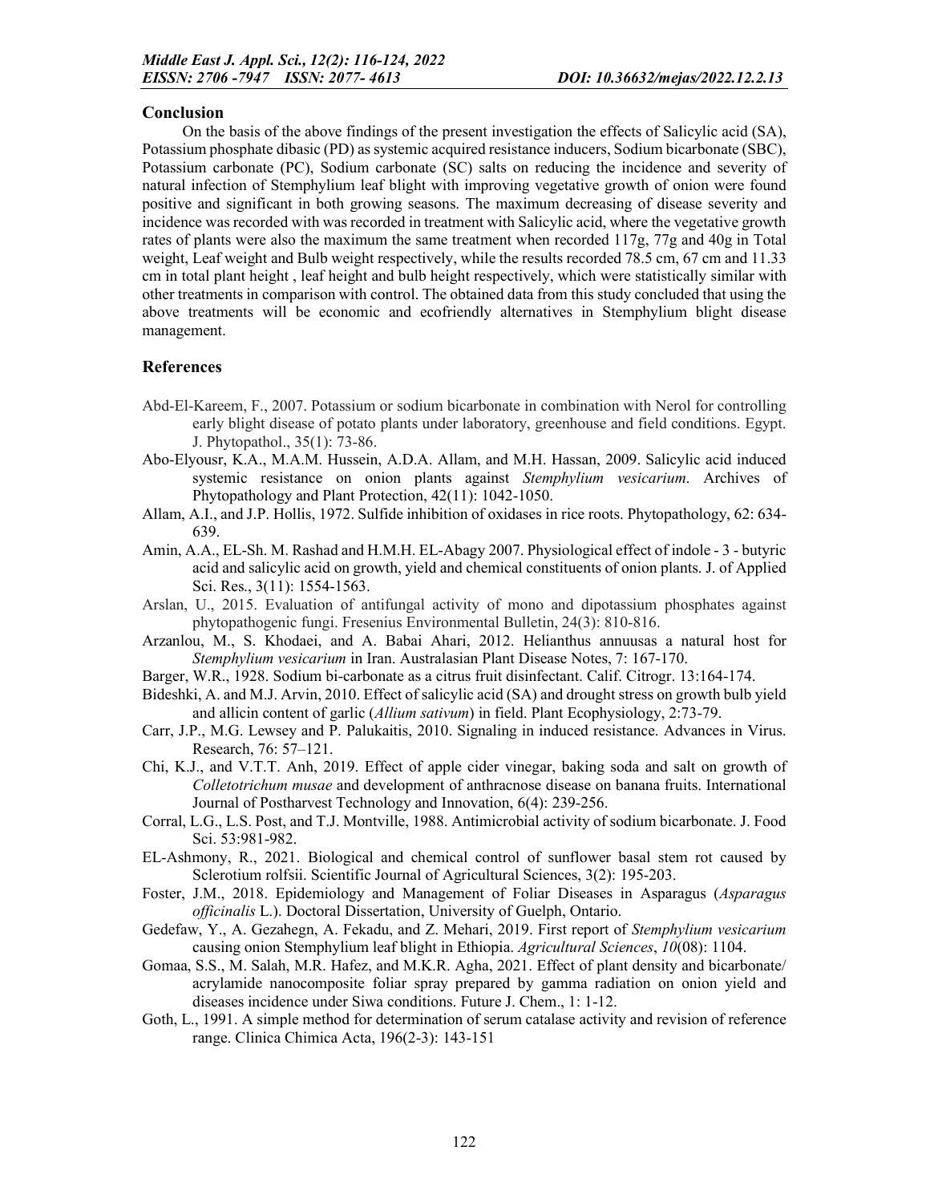## Conclusion

On the basis of the above findings of the present investigation the effects of Salicylic acid (SA), Potassium phosphate dibasic (PD) as systemic acquired resistance inducers, Sodium bicarbonate (SBC), Potassium carbonate (PC), Sodium carbonate (SC) salts on reducing the incidence and severity of natural infection of Stemphylium leaf blight with improving vegetative growth of onion were found positive and significant in both growing seasons. The maximum decreasing of disease severity and incidence was recorded with was recorded in treatment with Salicylic acid, where the vegetative growth rates of plants were also the maximum the same treatment when recorded 117g, 77g and 40g in Total weight, Leaf weight and Bulb weight respectively, while the results recorded 78.5 cm, 67 cm and 11.33 cm in total plant height , leaf height and bulb height respectively, which were statistically similar with other treatments in comparison with control. The obtained data from this study concluded that using the above treatments will be economic and ecofriendly alternatives in Stemphylium blight disease management.

## References

Abd-El-Kareem, F., 2007. Potassium or sodium bicarbonate in combination with Nerol for controlling early blight disease of potato plants under laboratory, greenhouse and field conditions. Egypt. J. Phytopathol., 35(1): 73-86.

Abo-Elyousr, K.A., M.A.M. Hussein, A.D.A. Allam, and M.H. Hassan, 2009. Salicylic acid induced systemic resistance on onion plants against *Stemphylium vesicarium*. Archives of Phytopathology and Plant Protection, 42(11): 1042-1050.

Allam, A.I., and J.P. Hollis, 1972. Sulfide inhibition of oxidases in rice roots. Phytopathology, 62: 634-639.

Amin, A.A., EL-Sh. M. Rashad and H.M.H. EL-Abagy 2007. Physiological effect of indole - 3 - butyric acid and salicylic acid on growth, yield and chemical constituents of onion plants. J. of Applied Sci. Res., 3(11): 1554-1563.

Arslan, U., 2015. Evaluation of antifungal activity of mono and dipotassium phosphates against phytopathogenic fungi. Fresenius Environmental Bulletin, 24(3): 810-816.

Arzanlou, M., S. Khodaei, and A. Babai Ahari, 2012. Helianthus annuusas a natural host for *Stemphylium vesicarium* in Iran. Australasian Plant Disease Notes, 7: 167-170.

Barger, W.R., 1928. Sodium bi-carbonate as a citrus fruit disinfectant. Calif. Citrogr. 13:164-174.

Bideshki, A. and M.J. Arvin, 2010. Effect of salicylic acid (SA) and drought stress on growth bulb yield and allicin content of garlic (*Allium sativum*) in field. Plant Ecophysiology, 2:73-79.

Carr, J.P., M.G. Lewsey and P. Palukaitis, 2010. Signaling in induced resistance. Advances in Virus. Research, 76: 57–121.

Chi, K.J., and V.T.T. Anh, 2019. Effect of apple cider vinegar, baking soda and salt on growth of *Colletotrichum musae* and development of anthracnose disease on banana fruits. International Journal of Postharvest Technology and Innovation, 6(4): 239-256.

Corral, L.G., L.S. Post, and T.J. Montville, 1988. Antimicrobial activity of sodium bicarbonate. J. Food Sci. 53:981-982.

EL-Ashmony, R., 2021. Biological and chemical control of sunflower basal stem rot caused by Sclerotium rolfsii. Scientific Journal of Agricultural Sciences, 3(2): 195-203.

Foster, J.M., 2018. Epidemiology and Management of Foliar Diseases in Asparagus (*Asparagus officinalis* L.). Doctoral Dissertation, University of Guelph, Ontario.

Gedefaw, Y., A. Gezahegn, A. Fekadu, and Z. Mehari, 2019. First report of *Stemphylium vesicarium* causing onion Stemphylium leaf blight in Ethiopia. *Agricultural Sciences*, *10*(08): 1104.

Gomaa, S.S., M. Salah, M.R. Hafez, and M.K.R. Agha, 2021. Effect of plant density and bicarbonate/ acrylamide nanocomposite foliar spray prepared by gamma radiation on onion yield and diseases incidence under Siwa conditions. Future J. Chem., 1: 1-12.

Goth, L., 1991. A simple method for determination of serum catalase activity and revision of reference range. Clinica Chimica Acta, 196(2-3): 143-151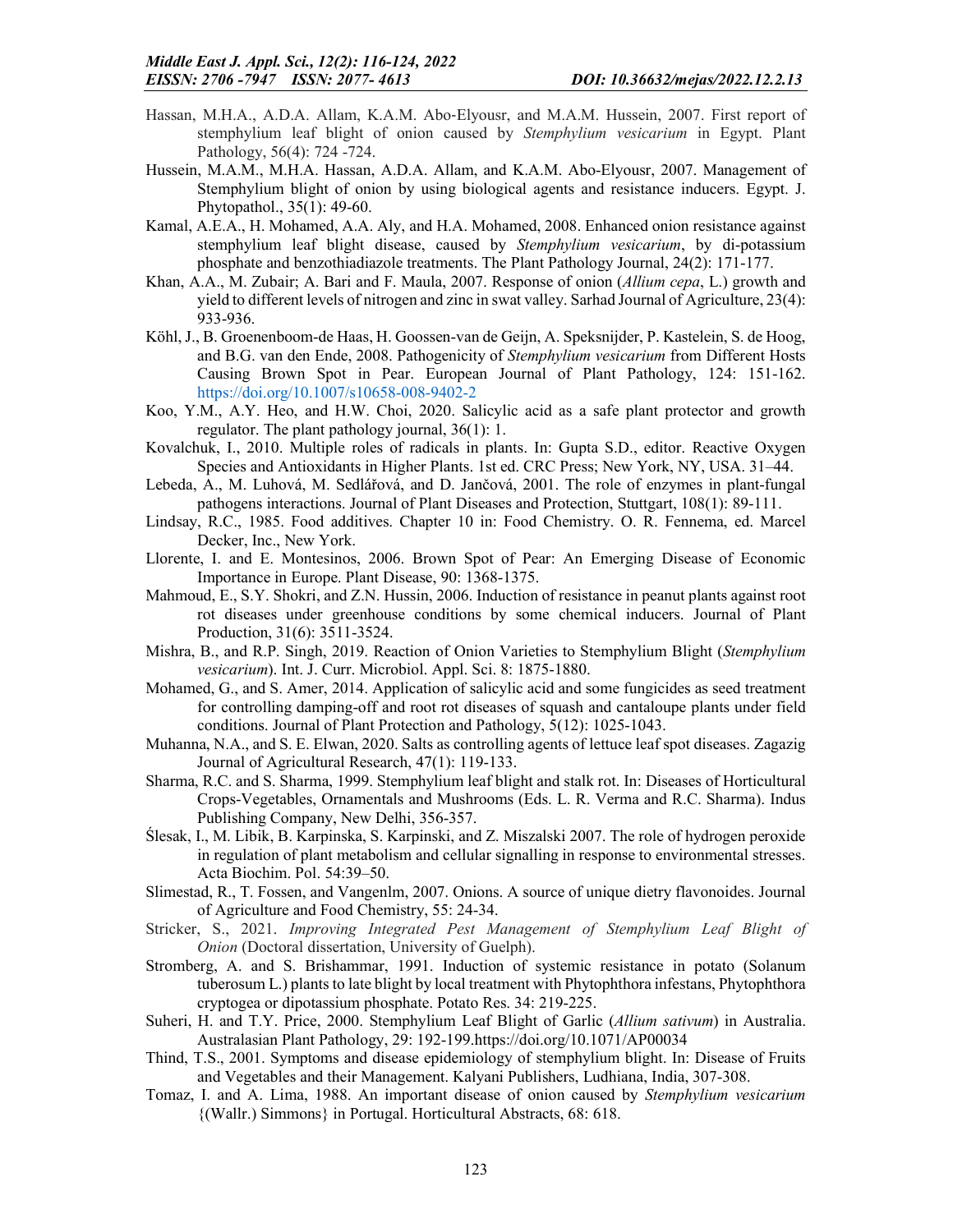Hassan, M.H.A., A.D.A. Allam, K.A.M. Abo-Elyousr, and M.A.M. Hussein, 2007. First report of stemphylium leaf blight of onion caused by *Stemphylium vesicarium* in Egypt. Plant Pathology, 56(4): 724 -724.

Hussein, M.A.M., M.H.A. Hassan, A.D.A. Allam, and K.A.M. Abo-Elyousr, 2007. Management of Stemphylium blight of onion by using biological agents and resistance inducers. Egypt. J. Phytopathol., 35(1): 49-60.

Kamal, A.E.A., H. Mohamed, A.A. Aly, and H.A. Mohamed, 2008. Enhanced onion resistance against stemphylium leaf blight disease, caused by *Stemphylium vesicarium*, by di-potassium phosphate and benzothiadiazole treatments. The Plant Pathology Journal, 24(2): 171-177.

Khan, A.A., M. Zubair; A. Bari and F. Maula, 2007. Response of onion (*Allium cepa*, L.) growth and yield to different levels of nitrogen and zinc in swat valley. Sarhad Journal of Agriculture, 23(4): 933-936.

Köhl, J., B. Groenenboom-de Haas, H. Goossen-van de Geijn, A. Speksnijder, P. Kastelein, S. de Hoog, and B.G. van den Ende, 2008. Pathogenicity of *Stemphylium vesicarium* from Different Hosts Causing Brown Spot in Pear. European Journal of Plant Pathology, 124: 151-162. https://doi.org/10.1007/s10658-008-9402-2

Koo, Y.M., A.Y. Heo, and H.W. Choi, 2020. Salicylic acid as a safe plant protector and growth regulator. The plant pathology journal, 36(1): 1.

Kovalchuk, I., 2010. Multiple roles of radicals in plants. In: Gupta S.D., editor. Reactive Oxygen Species and Antioxidants in Higher Plants. 1st ed. CRC Press; New York, NY, USA. 31–44.

Lebeda, A., M. Luhová, M. Sedlářová, and D. Jančová, 2001. The role of enzymes in plant-fungal pathogens interactions. Journal of Plant Diseases and Protection, Stuttgart, 108(1): 89-111.

Lindsay, R.C., 1985. Food additives. Chapter 10 in: Food Chemistry. O. R. Fennema, ed. Marcel Decker, Inc., New York.

Llorente, I. and E. Montesinos, 2006. Brown Spot of Pear: An Emerging Disease of Economic Importance in Europe. Plant Disease, 90: 1368-1375.

Mahmoud, E., S.Y. Shokri, and Z.N. Hussin, 2006. Induction of resistance in peanut plants against root rot diseases under greenhouse conditions by some chemical inducers. Journal of Plant Production, 31(6): 3511-3524.

Mishra, B., and R.P. Singh, 2019. Reaction of Onion Varieties to Stemphylium Blight (*Stemphylium vesicarium*). Int. J. Curr. Microbiol. Appl. Sci. 8: 1875-1880.

Mohamed, G., and S. Amer, 2014. Application of salicylic acid and some fungicides as seed treatment for controlling damping-off and root rot diseases of squash and cantaloupe plants under field conditions. Journal of Plant Protection and Pathology, 5(12): 1025-1043.

Muhanna, N.A., and S. E. Elwan, 2020. Salts as controlling agents of lettuce leaf spot diseases. Zagazig Journal of Agricultural Research, 47(1): 119-133.

Sharma, R.C. and S. Sharma, 1999. Stemphylium leaf blight and stalk rot. In: Diseases of Horticultural Crops-Vegetables, Ornamentals and Mushrooms (Eds. L. R. Verma and R.C. Sharma). Indus Publishing Company, New Delhi, 356-357.

Ślesak, I., M. Libik, B. Karpinska, S. Karpinski, and Z. Miszalski 2007. The role of hydrogen peroxide in regulation of plant metabolism and cellular signalling in response to environmental stresses. Acta Biochim. Pol. 54:39–50.

Slimestad, R., T. Fossen, and Vangenlm, 2007. Onions. A source of unique dietry flavonoides. Journal of Agriculture and Food Chemistry, 55: 24-34.

Stricker, S., 2021. *Improving Integrated Pest Management of Stemphylium Leaf Blight of Onion* (Doctoral dissertation, University of Guelph).

Stromberg, A. and S. Brishammar, 1991. Induction of systemic resistance in potato (Solanum tuberosum L.) plants to late blight by local treatment with Phytophthora infestans, Phytophthora cryptogea or dipotassium phosphate. Potato Res. 34: 219-225.

Suheri, H. and T.Y. Price, 2000. Stemphylium Leaf Blight of Garlic (*Allium sativum*) in Australia. Australasian Plant Pathology, 29: 192-199.https://doi.org/10.1071/AP00034

Thind, T.S., 2001. Symptoms and disease epidemiology of stemphylium blight. In: Disease of Fruits and Vegetables and their Management. Kalyani Publishers, Ludhiana, India, 307-308.

Tomaz, I. and A. Lima, 1988. An important disease of onion caused by *Stemphylium vesicarium* {(Wallr.) Simmons} in Portugal. Horticultural Abstracts, 68: 618.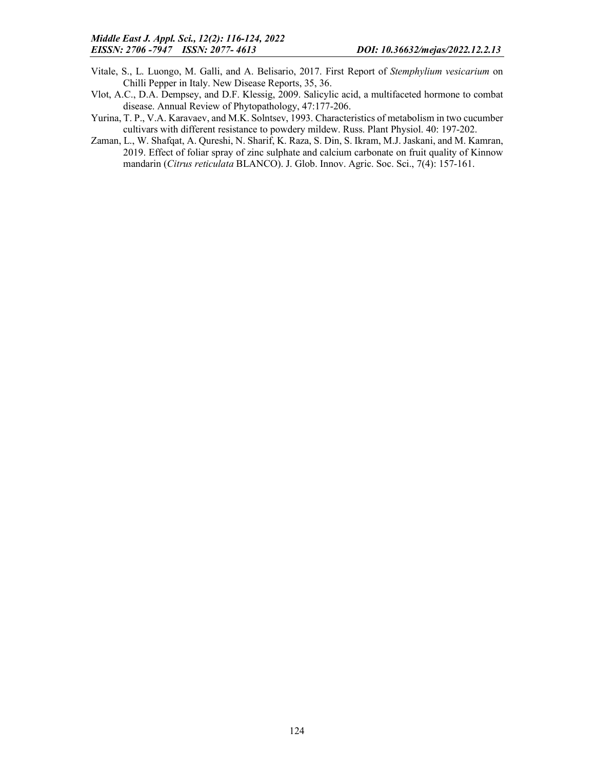Vitale, S., L. Luongo, M. Galli, and A. Belisario, 2017. First Report of *Stemphylium vesicarium* on Chilli Pepper in Italy. New Disease Reports, 35, 36.

Vlot, A.C., D.A. Dempsey, and D.F. Klessig, 2009. Salicylic acid, a multifaceted hormone to combat disease. Annual Review of Phytopathology, 47:177-206.

Yurina, T. P., V.A. Karavaev, and M.K. Solntsev, 1993. Characteristics of metabolism in two cucumber cultivars with different resistance to powdery mildew. Russ. Plant Physiol. 40: 197-202.

Zaman, L., W. Shafqat, A. Qureshi, N. Sharif, K. Raza, S. Din, S. Ikram, M.J. Jaskani, and M. Kamran, 2019. Effect of foliar spray of zinc sulphate and calcium carbonate on fruit quality of Kinnow mandarin (*Citrus reticulata* BLANCO). J. Glob. Innov. Agric. Soc. Sci., 7(4): 157-161.